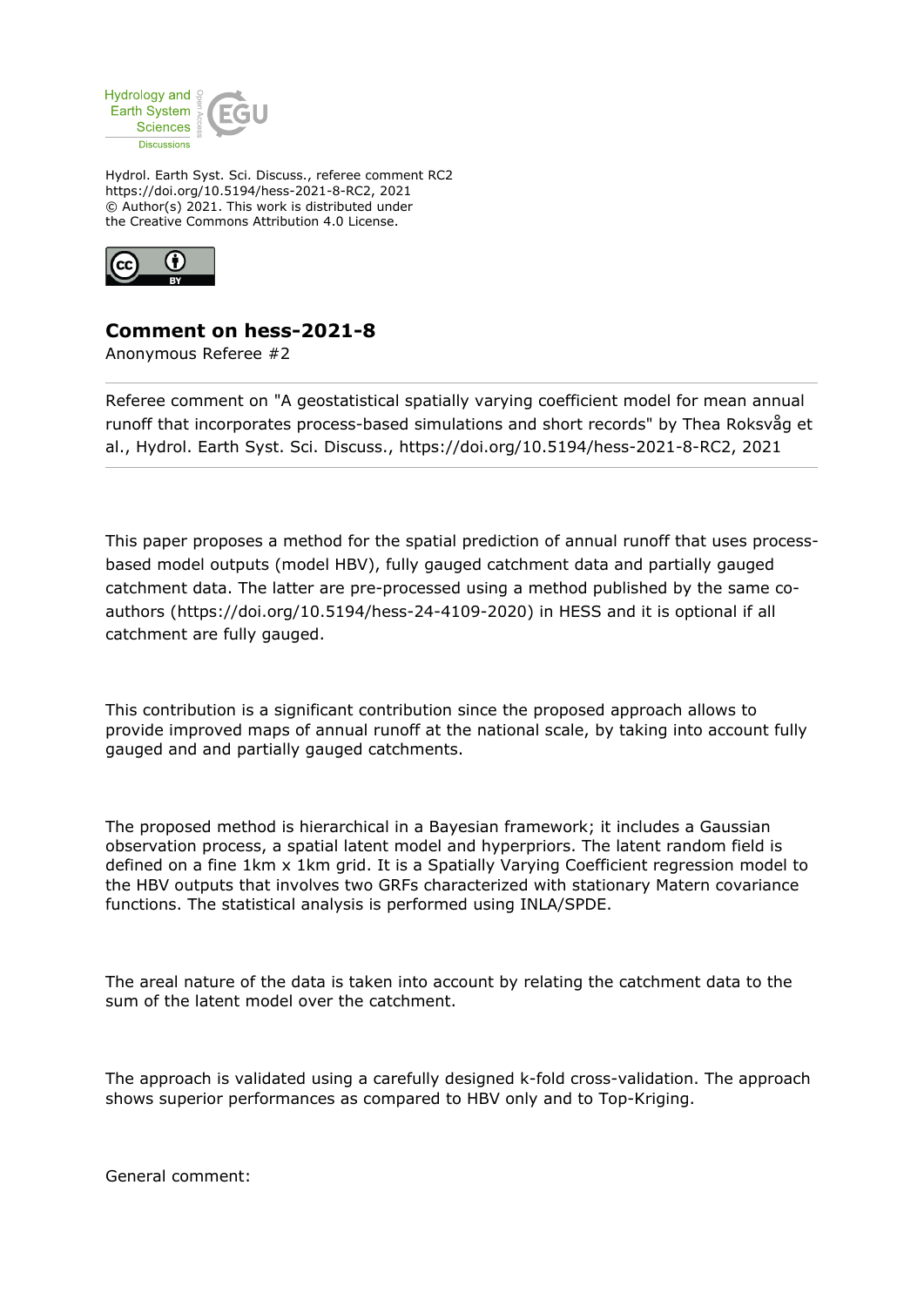Hydrol. Earth Syst. Sci. Discuss., referee comment RC2
https://doi.org/10.5194/hess-2021-8-RC2, 2021
© Author(s) 2021. This work is distributed under
the Creative Commons Attribution 4.0 License.

# Comment on hess-2021-8

Anonymous Referee #2

Referee comment on "A geostatistical spatially varying coefficient model for mean annual runoff that incorporates process-based simulations and short records" by Thea Roksvåg et al., Hydrol. Earth Syst. Sci. Discuss., https://doi.org/10.5194/hess-2021-8-RC2, 2021

---

This paper proposes a method for the spatial prediction of annual runoff that uses process-based model outputs (model HBV), fully gauged catchment data and partially gauged catchment data. The latter are pre-processed using a method published by the same co-authors (https://doi.org/10.5194/hess-24-4109-2020) in HESS and it is optional if all catchment are fully gauged.

This contribution is a significant contribution since the proposed approach allows to provide improved maps of annual runoff at the national scale, by taking into account fully gauged and and partially gauged catchments.

The proposed method is hierarchical in a Bayesian framework; it includes a Gaussian observation process, a spatial latent model and hyperpriors. The latent random field is defined on a fine 1km x 1km grid. It is a Spatially Varying Coefficient regression model to the HBV outputs that involves two GRFs characterized with stationary Matern covariance functions. The statistical analysis is performed using INLA/SPDE.

The areal nature of the data is taken into account by relating the catchment data to the sum of the latent model over the catchment.

The approach is validated using a carefully designed k-fold cross-validation. The approach shows superior performances as compared to HBV only and to Top-Kriging.

General comment: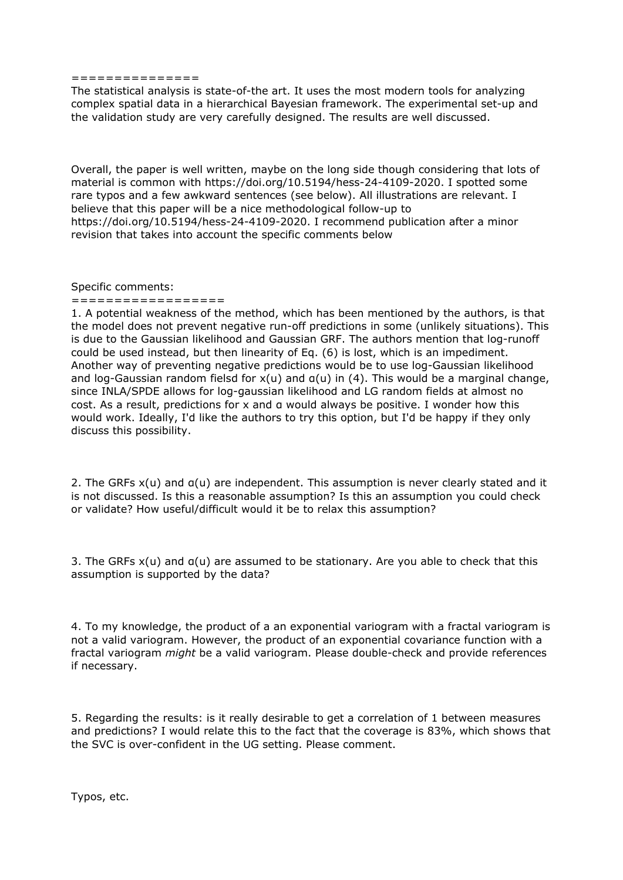==============

The statistical analysis is state-of-the art. It uses the most modern tools for analyzing complex spatial data in a hierarchical Bayesian framework. The experimental set-up and the validation study are very carefully designed. The results are well discussed.

Overall, the paper is well written, maybe on the long side though considering that lots of material is common with https://doi.org/10.5194/hess-24-4109-2020. I spotted some rare typos and a few awkward sentences (see below). All illustrations are relevant. I believe that this paper will be a nice methodological follow-up to https://doi.org/10.5194/hess-24-4109-2020. I recommend publication after a minor revision that takes into account the specific comments below

Specific comments:

=================

1. A potential weakness of the method, which has been mentioned by the authors, is that the model does not prevent negative run-off predictions in some (unlikely situations). This is due to the Gaussian likelihood and Gaussian GRF. The authors mention that log-runoff could be used instead, but then linearity of Eq. (6) is lost, which is an impediment. Another way of preventing negative predictions would be to use log-Gaussian likelihood and log-Gaussian random fielsd for $x(u)$ and $\alpha(u)$ in (4). This would be a marginal change, since INLA/SPDE allows for log-gaussian likelihood and LG random fields at almost no cost. As a result, predictions for x and $\alpha$ would always be positive. I wonder how this would work. Ideally, I'd like the authors to try this option, but I'd be happy if they only discuss this possibility.

2. The GRFs $x(u)$ and $\alpha(u)$ are independent. This assumption is never clearly stated and it is not discussed. Is this a reasonable assumption? Is this an assumption you could check or validate? How useful/difficult would it be to relax this assumption?

3. The GRFs $x(u)$ and $\alpha(u)$ are assumed to be stationary. Are you able to check that this assumption is supported by the data?

4. To my knowledge, the product of a an exponential variogram with a fractal variogram is not a valid variogram. However, the product of an exponential covariance function with a fractal variogram *might* be a valid variogram. Please double-check and provide references if necessary.

5. Regarding the results: is it really desirable to get a correlation of 1 between measures and predictions? I would relate this to the fact that the coverage is 83%, which shows that the SVC is over-confident in the UG setting. Please comment.

Typos, etc.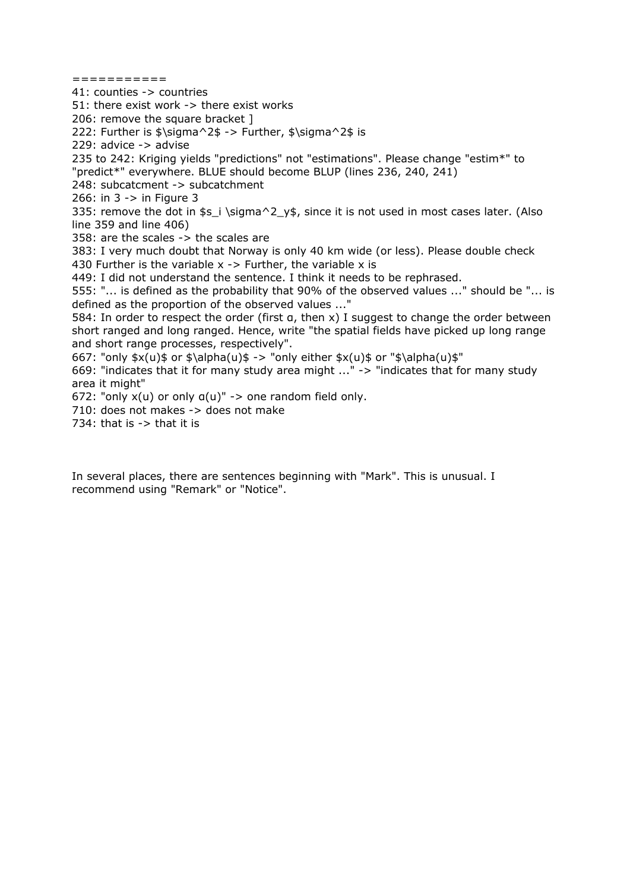===========

41: counties -> countries

51: there exist work -> there exist works

206: remove the square bracket ]

222: Further is $\sigma^2$ -> Further, $\sigma^2$ is

229: advice -> advise

235 to 242: Kriging yields "predictions" not "estimations". Please change "estim*" to "predict*" everywhere. BLUE should become BLUP (lines 236, 240, 241)

248: subcatcment -> subcatchment

266: in 3 -> in Figure 3

335: remove the dot in $s_i \sigma^2_y$, since it is not used in most cases later. (Also line 359 and line 406)

358: are the scales -> the scales are

383: I very much doubt that Norway is only 40 km wide (or less). Please double check

430 Further is the variable x -> Further, the variable x is

449: I did not understand the sentence. I think it needs to be rephrased.

555: "... is defined as the probability that 90% of the observed values ..." should be "... is defined as the proportion of the observed values ..."

584: In order to respect the order (first $\alpha$, then x) I suggest to change the order between short ranged and long ranged. Hence, write "the spatial fields have picked up long range and short range processes, respectively".

667: "only $x(u)$ or $\alpha(u)$ -> "only either $x(u)$ or "$\alpha(u)$"

669: "indicates that it for many study area might ..." -> "indicates that for many study area it might"

672: "only x(u) or only $\alpha(u)$" -> one random field only.

710: does not makes -> does not make

734: that is -> that it is

In several places, there are sentences beginning with "Mark". This is unusual. I recommend using "Remark" or "Notice".